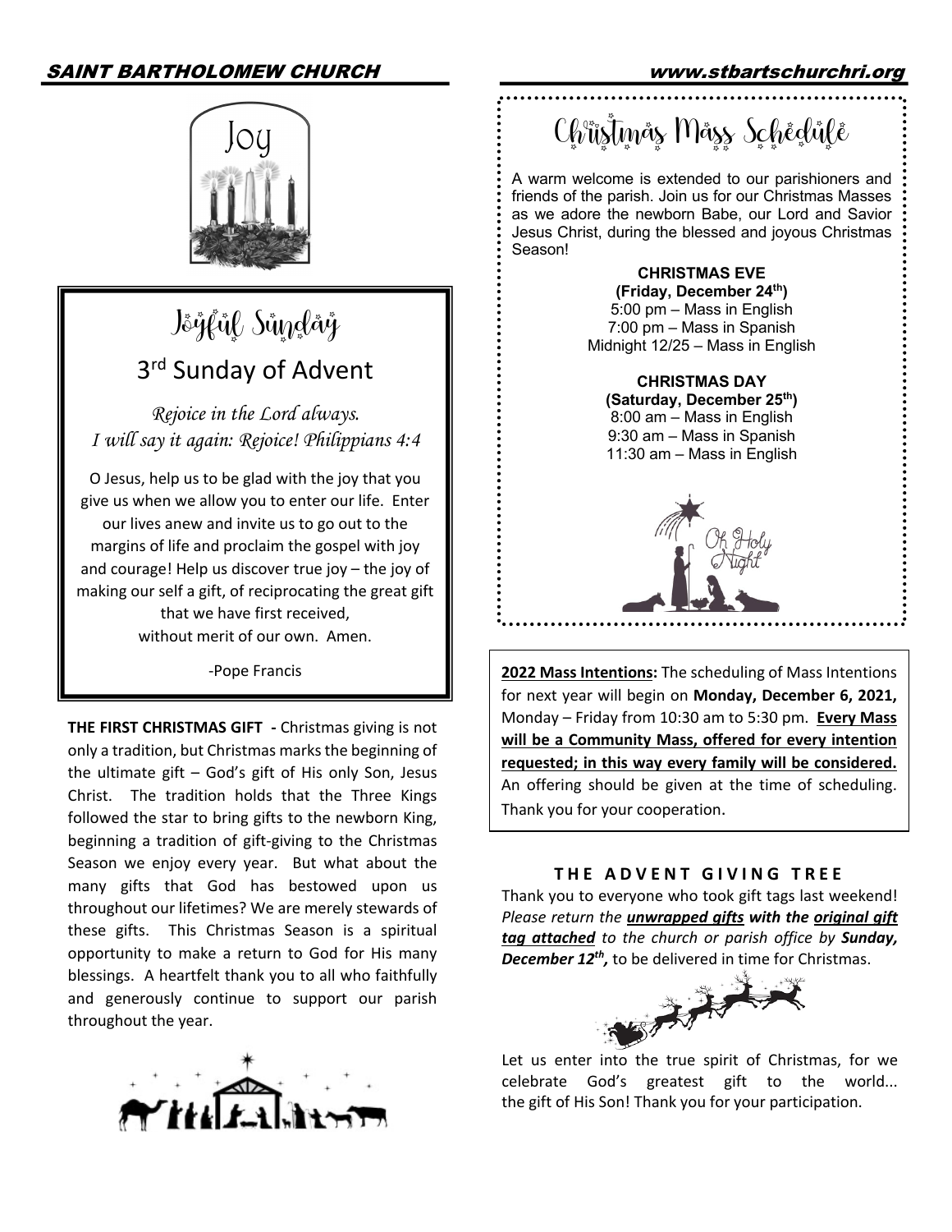Joy

## Joyful Sunday

### 3rd Sunday of Advent

*Rejoice in the Lord always.*
*I will say it again: Rejoice! Philippians 4:4*

O Jesus, help us to be glad with the joy that you give us when we allow you to enter our life. Enter our lives anew and invite us to go out to the margins of life and proclaim the gospel with joy and courage! Help us discover true joy – the joy of making our self a gift, of reciprocating the great gift that we have first received, without merit of our own. Amen.

-Pope Francis

**THE FIRST CHRISTMAS GIFT -** Christmas giving is not only a tradition, but Christmas marks the beginning of the ultimate gift – God's gift of His only Son, Jesus Christ. The tradition holds that the Three Kings followed the star to bring gifts to the newborn King, beginning a tradition of gift-giving to the Christmas Season we enjoy every year. But what about the many gifts that God has bestowed upon us throughout our lifetimes? We are merely stewards of these gifts. This Christmas Season is a spiritual opportunity to make a return to God for His many blessings. A heartfelt thank you to all who faithfully and generously continue to support our parish throughout the year.

## Christmas Mass Schedule

A warm welcome is extended to our parishioners and friends of the parish. Join us for our Christmas Masses as we adore the newborn Babe, our Lord and Savior Jesus Christ, during the blessed and joyous Christmas Season!

**CHRISTMAS EVE**
**(Friday, December 24th)**
5:00 pm – Mass in English
7:00 pm – Mass in Spanish
Midnight 12/25 – Mass in English

**CHRISTMAS DAY**
**(Saturday, December 25th)**
8:00 am – Mass in English
9:30 am – Mass in Spanish
11:30 am – Mass in English

Oh Holy Night

**<u>2022 Mass Intentions</u>:** The scheduling of Mass Intentions for next year will begin on **Monday, December 6, 2021,** Monday – Friday from 10:30 am to 5:30 pm. **<u>Every Mass will be a Community Mass, offered for every intention requested; in this way every family will be considered.</u>** An offering should be given at the time of scheduling. Thank you for your cooperation.

### THE ADVENT GIVING TREE

Thank you to everyone who took gift tags last weekend! *Please return the **<u>unwrapped gifts</u>** with the **<u>original gift tag attached</u>** to the church or parish office by **Sunday, December 12th,*** to be delivered in time for Christmas.

Let us enter into the true spirit of Christmas, for we celebrate God's greatest gift to the world... the gift of His Son! Thank you for your participation.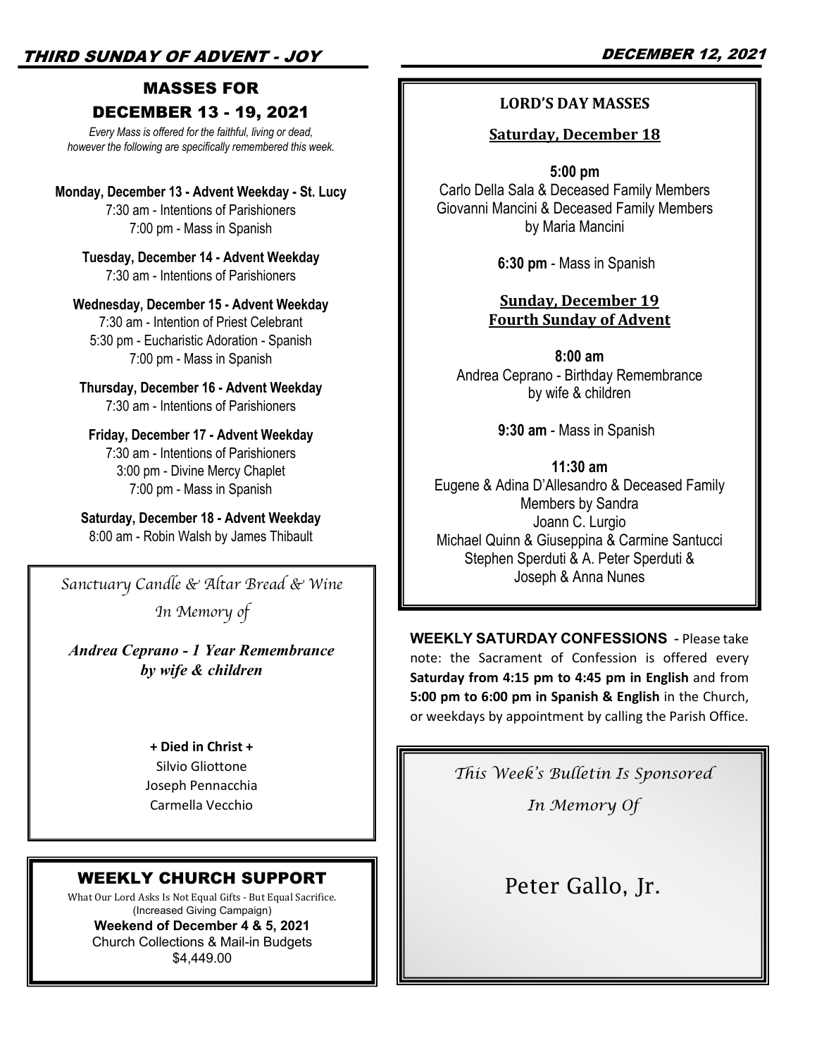**THIRD SUNDAY OF ADVENT - JOY**

**DECEMBER 12, 2021**

## MASSES FOR DECEMBER 13 - 19, 2021

*Every Mass is offered for the faithful, living or dead, however the following are specifically remembered this week.*

**Monday, December 13 - Advent Weekday - St. Lucy**
7:30 am - Intentions of Parishioners
7:00 pm - Mass in Spanish

**Tuesday, December 14 - Advent Weekday**
7:30 am - Intentions of Parishioners

**Wednesday, December 15 - Advent Weekday**
7:30 am - Intention of Priest Celebrant
5:30 pm - Eucharistic Adoration - Spanish
7:00 pm - Mass in Spanish

**Thursday, December 16 - Advent Weekday**
7:30 am - Intentions of Parishioners

**Friday, December 17 - Advent Weekday**
7:30 am - Intentions of Parishioners
3:00 pm - Divine Mercy Chaplet
7:00 pm - Mass in Spanish

**Saturday, December 18 - Advent Weekday**
8:00 am - Robin Walsh by James Thibault

*Sanctuary Candle & Altar Bread & Wine*

*In Memory of*

***Andrea Ceprano - 1 Year Remembrance by wife & children***

**+ Died in Christ +**
Silvio Gliottone
Joseph Pennacchia
Carmella Vecchio

## WEEKLY CHURCH SUPPORT

What Our Lord Asks Is Not Equal Gifts - But Equal Sacrifice.
(Increased Giving Campaign)
**Weekend of December 4 & 5, 2021**
Church Collections & Mail-in Budgets
$4,449.00

## LORD'S DAY MASSES

**Saturday, December 18**

**5:00 pm**
Carlo Della Sala & Deceased Family Members
Giovanni Mancini & Deceased Family Members by Maria Mancini

**6:30 pm** - Mass in Spanish

**Sunday, December 19**
**Fourth Sunday of Advent**

**8:00 am**
Andrea Ceprano - Birthday Remembrance by wife & children

**9:30 am** - Mass in Spanish

**11:30 am**
Eugene & Adina D'Allesandro & Deceased Family Members by Sandra
Joann C. Lurgio
Michael Quinn & Giuseppina & Carmine Santucci
Stephen Sperduti & A. Peter Sperduti & Joseph & Anna Nunes

**WEEKLY SATURDAY CONFESSIONS** - Please take note: the Sacrament of Confession is offered every **Saturday from 4:15 pm to 4:45 pm in English** and from **5:00 pm to 6:00 pm in Spanish & English** in the Church, or weekdays by appointment by calling the Parish Office.

*This Week's Bulletin Is Sponsored*

*In Memory Of*

Peter Gallo, Jr.